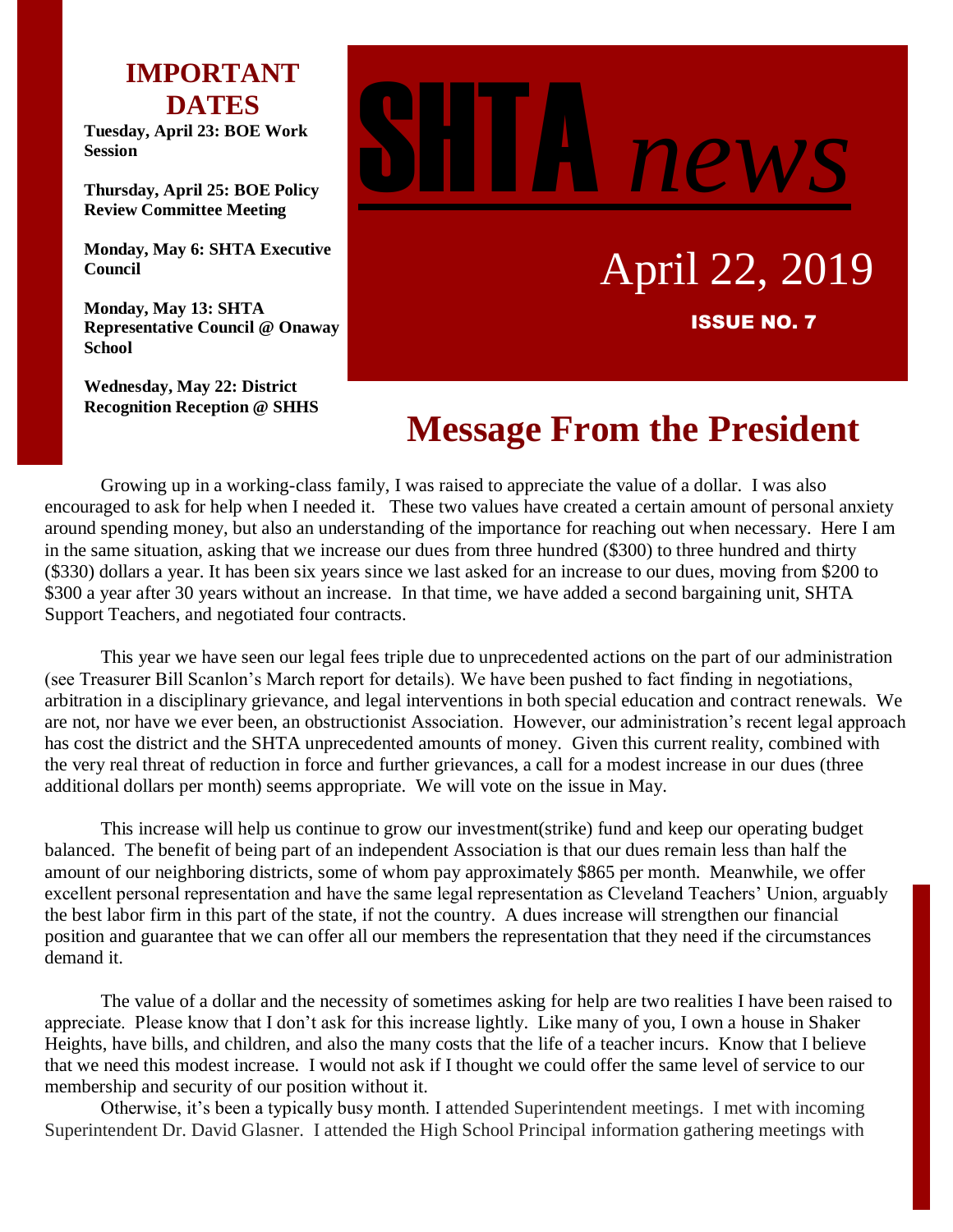# SHTA *news*

April 22, 2019

**ISSUE NO. 7**

## IMPORTANT DATES

**Tuesday, April 23: BOE Work Session**

**Thursday, April 25: BOE Policy Review Committee Meeting**

**Monday, May 6: SHTA Executive Council**

**Monday, May 13: SHTA Representative Council @ Onaway School**

**Wednesday, May 22: District Recognition Reception @ SHHS**

## Message From the President

Growing up in a working-class family, I was raised to appreciate the value of a dollar. I was also encouraged to ask for help when I needed it. These two values have created a certain amount of personal anxiety around spending money, but also an understanding of the importance for reaching out when necessary. Here I am in the same situation, asking that we increase our dues from three hundred ($300) to three hundred and thirty ($330) dollars a year. It has been six years since we last asked for an increase to our dues, moving from $200 to $300 a year after 30 years without an increase. In that time, we have added a second bargaining unit, SHTA Support Teachers, and negotiated four contracts.

This year we have seen our legal fees triple due to unprecedented actions on the part of our administration (see Treasurer Bill Scanlon's March report for details). We have been pushed to fact finding in negotiations, arbitration in a disciplinary grievance, and legal interventions in both special education and contract renewals. We are not, nor have we ever been, an obstructionist Association. However, our administration's recent legal approach has cost the district and the SHTA unprecedented amounts of money. Given this current reality, combined with the very real threat of reduction in force and further grievances, a call for a modest increase in our dues (three additional dollars per month) seems appropriate. We will vote on the issue in May.

This increase will help us continue to grow our investment(strike) fund and keep our operating budget balanced. The benefit of being part of an independent Association is that our dues remain less than half the amount of our neighboring districts, some of whom pay approximately $865 per month. Meanwhile, we offer excellent personal representation and have the same legal representation as Cleveland Teachers' Union, arguably the best labor firm in this part of the state, if not the country. A dues increase will strengthen our financial position and guarantee that we can offer all our members the representation that they need if the circumstances demand it.

The value of a dollar and the necessity of sometimes asking for help are two realities I have been raised to appreciate. Please know that I don't ask for this increase lightly. Like many of you, I own a house in Shaker Heights, have bills, and children, and also the many costs that the life of a teacher incurs. Know that I believe that we need this modest increase. I would not ask if I thought we could offer the same level of service to our membership and security of our position without it.

Otherwise, it's been a typically busy month. I attended Superintendent meetings. I met with incoming Superintendent Dr. David Glasner. I attended the High School Principal information gathering meetings with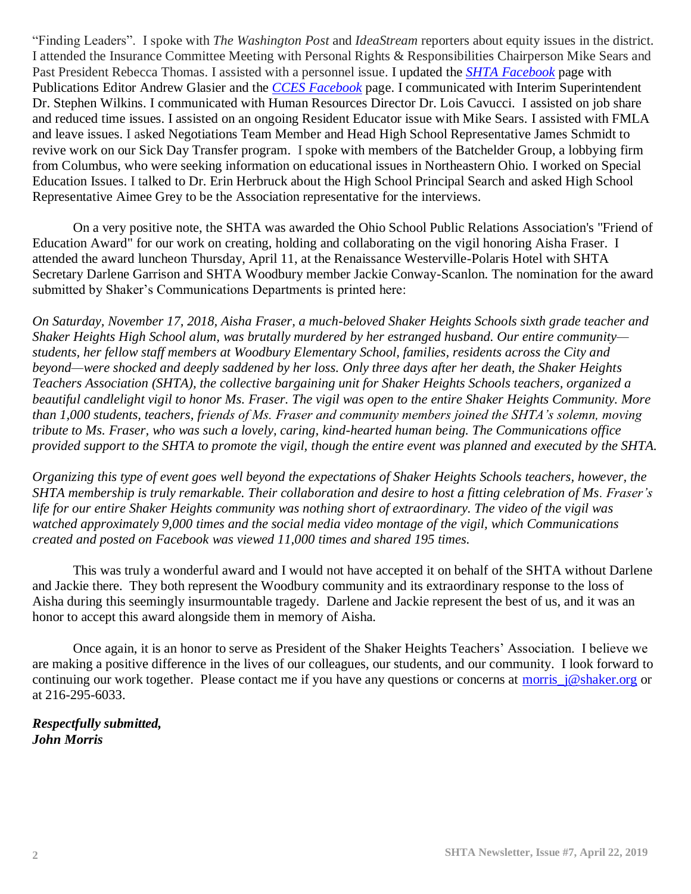"Finding Leaders". I spoke with *The Washington Post* and *IdeaStream* reporters about equity issues in the district. I attended the Insurance Committee Meeting with Personal Rights & Responsibilities Chairperson Mike Sears and Past President Rebecca Thomas. I assisted with a personnel issue. I updated the *SHTA Facebook* page with Publications Editor Andrew Glasier and the *CCES Facebook* page. I communicated with Interim Superintendent Dr. Stephen Wilkins. I communicated with Human Resources Director Dr. Lois Cavucci. I assisted on job share and reduced time issues. I assisted on an ongoing Resident Educator issue with Mike Sears. I assisted with FMLA and leave issues. I asked Negotiations Team Member and Head High School Representative James Schmidt to revive work on our Sick Day Transfer program. I spoke with members of the Batchelder Group, a lobbying firm from Columbus, who were seeking information on educational issues in Northeastern Ohio. I worked on Special Education Issues. I talked to Dr. Erin Herbruck about the High School Principal Search and asked High School Representative Aimee Grey to be the Association representative for the interviews.

On a very positive note, the SHTA was awarded the Ohio School Public Relations Association's "Friend of Education Award" for our work on creating, holding and collaborating on the vigil honoring Aisha Fraser. I attended the award luncheon Thursday, April 11, at the Renaissance Westerville-Polaris Hotel with SHTA Secretary Darlene Garrison and SHTA Woodbury member Jackie Conway-Scanlon. The nomination for the award submitted by Shaker's Communications Departments is printed here:

*On Saturday, November 17, 2018, Aisha Fraser, a much-beloved Shaker Heights Schools sixth grade teacher and Shaker Heights High School alum, was brutally murdered by her estranged husband. Our entire community—students, her fellow staff members at Woodbury Elementary School, families, residents across the City and beyond—were shocked and deeply saddened by her loss. Only three days after her death, the Shaker Heights Teachers Association (SHTA), the collective bargaining unit for Shaker Heights Schools teachers, organized a beautiful candlelight vigil to honor Ms. Fraser. The vigil was open to the entire Shaker Heights Community. More than 1,000 students, teachers, friends of Ms. Fraser and community members joined the SHTA's solemn, moving tribute to Ms. Fraser, who was such a lovely, caring, kind-hearted human being. The Communications office provided support to the SHTA to promote the vigil, though the entire event was planned and executed by the SHTA.*

*Organizing this type of event goes well beyond the expectations of Shaker Heights Schools teachers, however, the SHTA membership is truly remarkable. Their collaboration and desire to host a fitting celebration of Ms. Fraser's life for our entire Shaker Heights community was nothing short of extraordinary. The video of the vigil was watched approximately 9,000 times and the social media video montage of the vigil, which Communications created and posted on Facebook was viewed 11,000 times and shared 195 times.*

This was truly a wonderful award and I would not have accepted it on behalf of the SHTA without Darlene and Jackie there. They both represent the Woodbury community and its extraordinary response to the loss of Aisha during this seemingly insurmountable tragedy. Darlene and Jackie represent the best of us, and it was an honor to accept this award alongside them in memory of Aisha.

Once again, it is an honor to serve as President of the Shaker Heights Teachers' Association. I believe we are making a positive difference in the lives of our colleagues, our students, and our community. I look forward to continuing our work together. Please contact me if you have any questions or concerns at morris_j@shaker.org or at 216-295-6033.

***Respectfully submitted,***
***John Morris***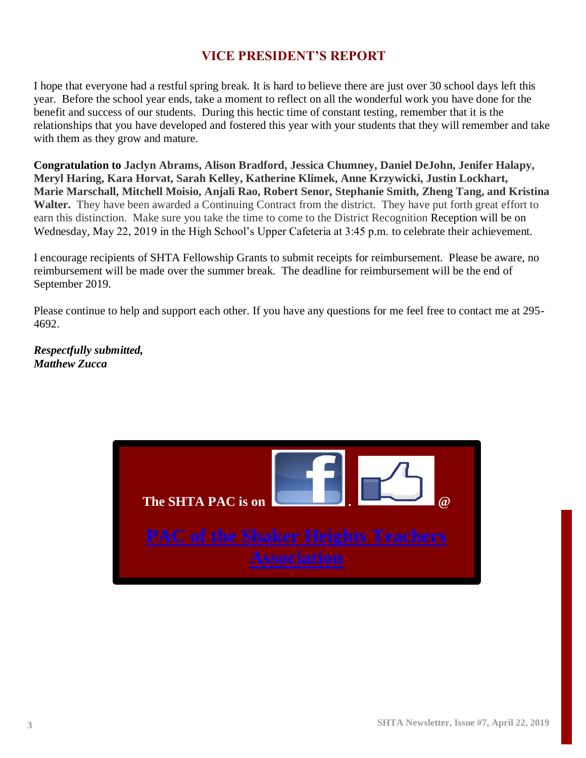## VICE PRESIDENT'S REPORT

I hope that everyone had a restful spring break. It is hard to believe there are just over 30 school days left this year. Before the school year ends, take a moment to reflect on all the wonderful work you have done for the benefit and success of our students. During this hectic time of constant testing, remember that it is the relationships that you have developed and fostered this year with your students that they will remember and take with them as they grow and mature.

**Congratulation to Jaclyn Abrams, Alison Bradford, Jessica Chumney, Daniel DeJohn, Jenifer Halapy, Meryl Haring, Kara Horvat, Sarah Kelley, Katherine Klimek, Anne Krzywicki, Justin Lockhart, Marie Marschall, Mitchell Moisio, Anjali Rao, Robert Senor, Stephanie Smith, Zheng Tang, and Kristina Walter.** They have been awarded a Continuing Contract from the district. They have put forth great effort to earn this distinction. Make sure you take the time to come to the District Recognition Reception will be on Wednesday, May 22, 2019 in the High School's Upper Cafeteria at 3:45 p.m. to celebrate their achievement.

I encourage recipients of SHTA Fellowship Grants to submit receipts for reimbursement. Please be aware, no reimbursement will be made over the summer break. The deadline for reimbursement will be the end of September 2019.

Please continue to help and support each other. If you have any questions for me feel free to contact me at 295-4692.

***Respectfully submitted,***
***Matthew Zucca***

**The SHTA PAC is on . @**

**PAC of the Shaker Heights Teachers Association**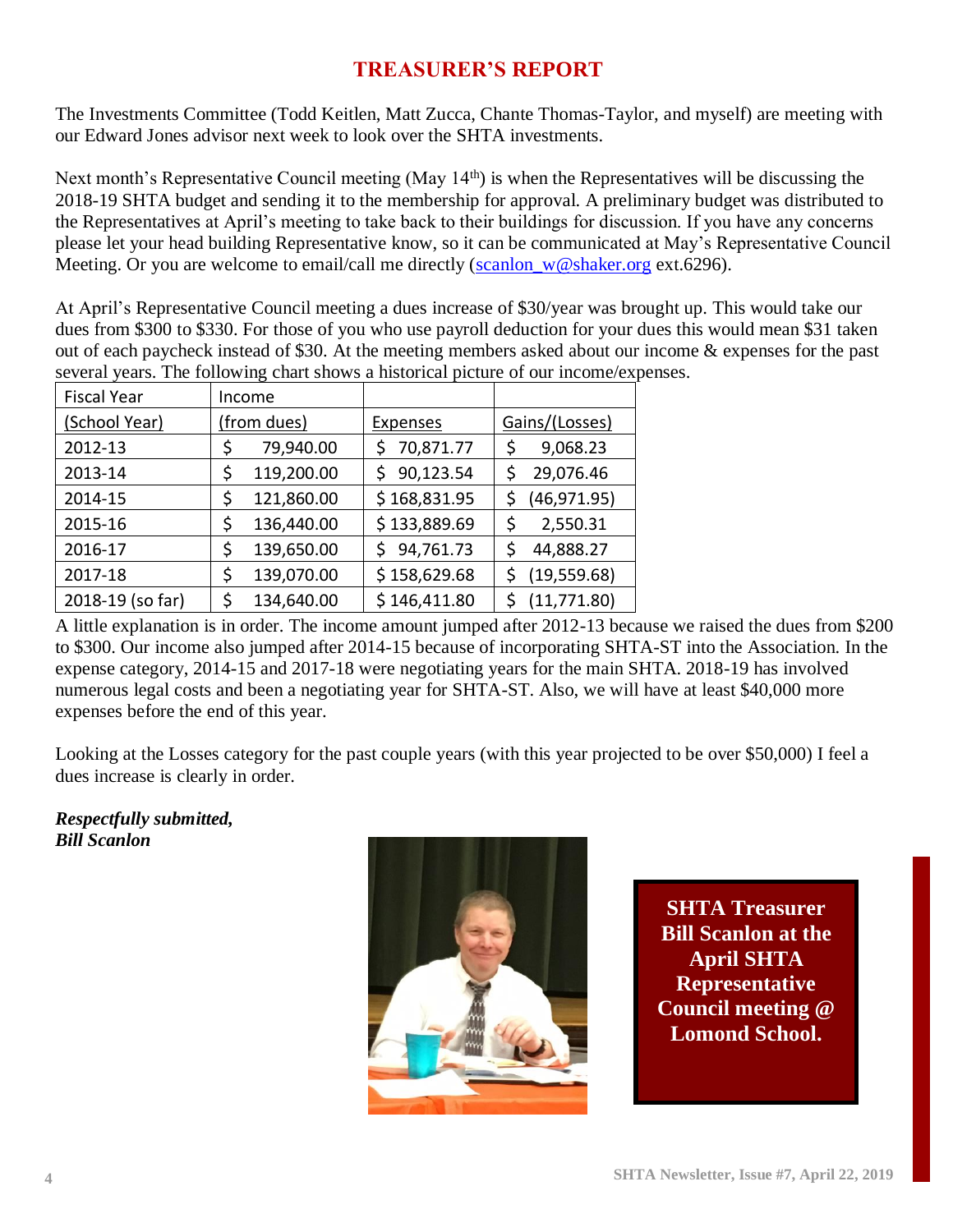# TREASURER'S REPORT

The Investments Committee (Todd Keitlen, Matt Zucca, Chante Thomas-Taylor, and myself) are meeting with our Edward Jones advisor next week to look over the SHTA investments.

Next month's Representative Council meeting (May 14th) is when the Representatives will be discussing the 2018-19 SHTA budget and sending it to the membership for approval. A preliminary budget was distributed to the Representatives at April's meeting to take back to their buildings for discussion. If you have any concerns please let your head building Representative know, so it can be communicated at May's Representative Council Meeting. Or you are welcome to email/call me directly (scanlon_w@shaker.org ext.6296).

At April's Representative Council meeting a dues increase of $30/year was brought up. This would take our dues from $300 to $330. For those of you who use payroll deduction for your dues this would mean $31 taken out of each paycheck instead of $30. At the meeting members asked about our income & expenses for the past several years. The following chart shows a historical picture of our income/expenses.

| Fiscal Year (School Year) | Income (from dues) | Expenses | Gains/(Losses) |
|---|---|---|---|
| 2012-13 | $ 79,940.00 | $ 70,871.77 | $ 9,068.23 |
| 2013-14 | $ 119,200.00 | $ 90,123.54 | $ 29,076.46 |
| 2014-15 | $ 121,860.00 | $ 168,831.95 | $ (46,971.95) |
| 2015-16 | $ 136,440.00 | $ 133,889.69 | $ 2,550.31 |
| 2016-17 | $ 139,650.00 | $ 94,761.73 | $ 44,888.27 |
| 2017-18 | $ 139,070.00 | $ 158,629.68 | $ (19,559.68) |
| 2018-19 (so far) | $ 134,640.00 | $ 146,411.80 | $ (11,771.80) |

A little explanation is in order. The income amount jumped after 2012-13 because we raised the dues from $200 to $300. Our income also jumped after 2014-15 because of incorporating SHTA-ST into the Association. In the expense category, 2014-15 and 2017-18 were negotiating years for the main SHTA. 2018-19 has involved numerous legal costs and been a negotiating year for SHTA-ST. Also, we will have at least $40,000 more expenses before the end of this year.

Looking at the Losses category for the past couple years (with this year projected to be over $50,000) I feel a dues increase is clearly in order.

***Respectfully submitted,***
***Bill Scanlon***

**SHTA Treasurer Bill Scanlon at the April SHTA Representative Council meeting @ Lomond School.**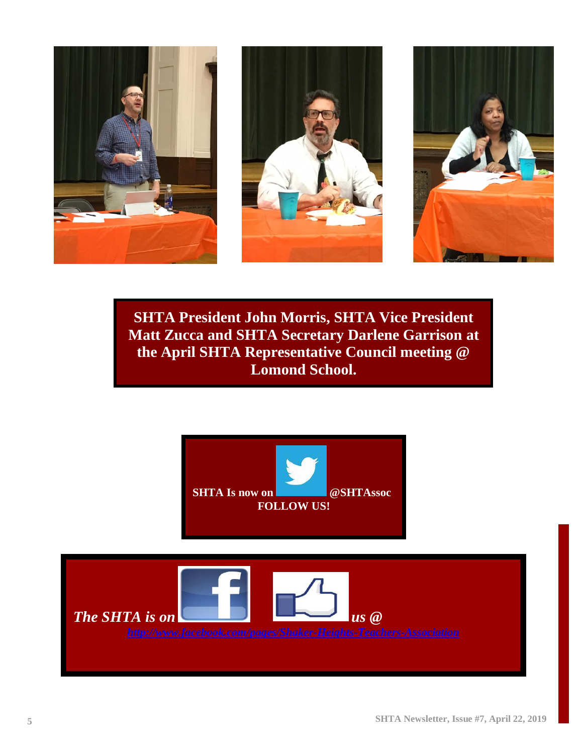**SHTA President John Morris, SHTA Vice President Matt Zucca and SHTA Secretary Darlene Garrison at the April SHTA Representative Council meeting @ Lomond School.**

**SHTA Is now on @SHTAssoc**
**FOLLOW US!**

***The SHTA is on us @***
[*http://www.facebook.com/pages/Shaker-Heights-Teachers-Association*](http://www.facebook.com/pages/Shaker-Heights-Teachers-Association)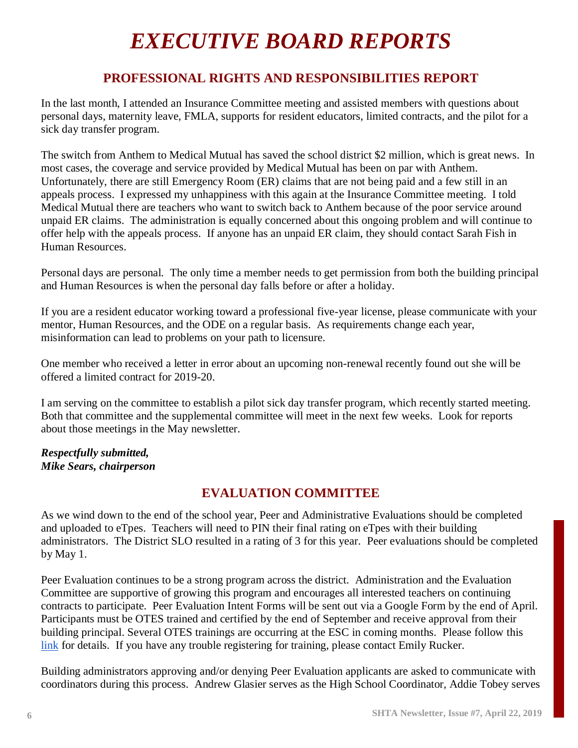# *EXECUTIVE BOARD REPORTS*

## PROFESSIONAL RIGHTS AND RESPONSIBILITIES REPORT

In the last month, I attended an Insurance Committee meeting and assisted members with questions about personal days, maternity leave, FMLA, supports for resident educators, limited contracts, and the pilot for a sick day transfer program.

The switch from Anthem to Medical Mutual has saved the school district $2 million, which is great news. In most cases, the coverage and service provided by Medical Mutual has been on par with Anthem. Unfortunately, there are still Emergency Room (ER) claims that are not being paid and a few still in an appeals process. I expressed my unhappiness with this again at the Insurance Committee meeting. I told Medical Mutual there are teachers who want to switch back to Anthem because of the poor service around unpaid ER claims. The administration is equally concerned about this ongoing problem and will continue to offer help with the appeals process. If anyone has an unpaid ER claim, they should contact Sarah Fish in Human Resources.

Personal days are personal. The only time a member needs to get permission from both the building principal and Human Resources is when the personal day falls before or after a holiday.

If you are a resident educator working toward a professional five-year license, please communicate with your mentor, Human Resources, and the ODE on a regular basis. As requirements change each year, misinformation can lead to problems on your path to licensure.

One member who received a letter in error about an upcoming non-renewal recently found out she will be offered a limited contract for 2019-20.

I am serving on the committee to establish a pilot sick day transfer program, which recently started meeting. Both that committee and the supplemental committee will meet in the next few weeks. Look for reports about those meetings in the May newsletter.

***Respectfully submitted,***
***Mike Sears, chairperson***

## EVALUATION COMMITTEE

As we wind down to the end of the school year, Peer and Administrative Evaluations should be completed and uploaded to eTpes. Teachers will need to PIN their final rating on eTpes with their building administrators. The District SLO resulted in a rating of 3 for this year. Peer evaluations should be completed by May 1.

Peer Evaluation continues to be a strong program across the district. Administration and the Evaluation Committee are supportive of growing this program and encourages all interested teachers on continuing contracts to participate. Peer Evaluation Intent Forms will be sent out via a Google Form by the end of April. Participants must be OTES trained and certified by the end of September and receive approval from their building principal. Several OTES trainings are occurring at the ESC in coming months. Please follow this link for details. If you have any trouble registering for training, please contact Emily Rucker.

Building administrators approving and/or denying Peer Evaluation applicants are asked to communicate with coordinators during this process. Andrew Glasier serves as the High School Coordinator, Addie Tobey serves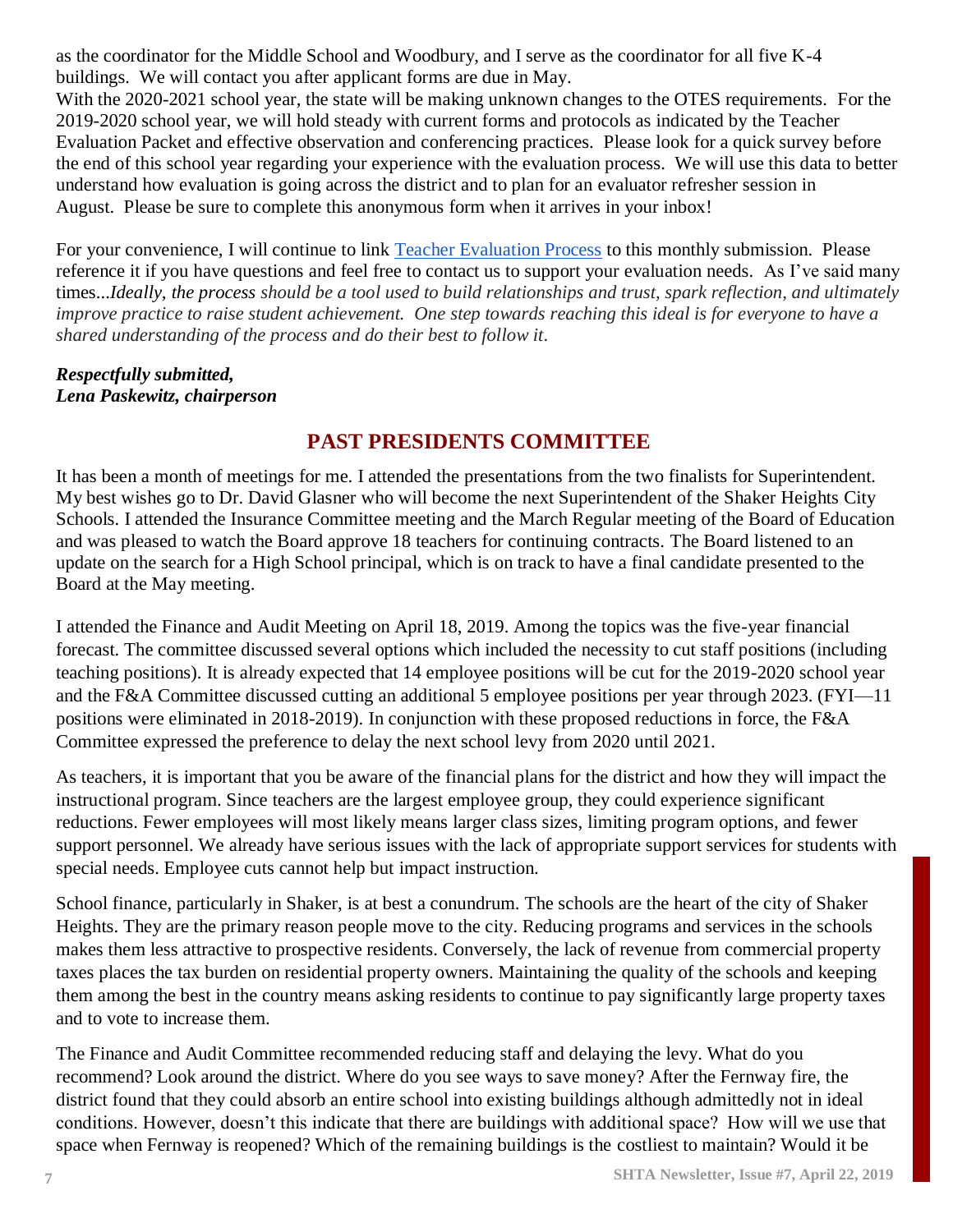as the coordinator for the Middle School and Woodbury, and I serve as the coordinator for all five K-4 buildings. We will contact you after applicant forms are due in May.

With the 2020-2021 school year, the state will be making unknown changes to the OTES requirements. For the 2019-2020 school year, we will hold steady with current forms and protocols as indicated by the Teacher Evaluation Packet and effective observation and conferencing practices. Please look for a quick survey before the end of this school year regarding your experience with the evaluation process. We will use this data to better understand how evaluation is going across the district and to plan for an evaluator refresher session in August. Please be sure to complete this anonymous form when it arrives in your inbox!

For your convenience, I will continue to link Teacher Evaluation Process to this monthly submission. Please reference it if you have questions and feel free to contact us to support your evaluation needs. As I've said many times...*Ideally, the process should be a tool used to build relationships and trust, spark reflection, and ultimately improve practice to raise student achievement. One step towards reaching this ideal is for everyone to have a shared understanding of the process and do their best to follow it.*

***Respectfully submitted,***
***Lena Paskewitz, chairperson***

## PAST PRESIDENTS COMMITTEE

It has been a month of meetings for me. I attended the presentations from the two finalists for Superintendent. My best wishes go to Dr. David Glasner who will become the next Superintendent of the Shaker Heights City Schools. I attended the Insurance Committee meeting and the March Regular meeting of the Board of Education and was pleased to watch the Board approve 18 teachers for continuing contracts. The Board listened to an update on the search for a High School principal, which is on track to have a final candidate presented to the Board at the May meeting.

I attended the Finance and Audit Meeting on April 18, 2019. Among the topics was the five-year financial forecast. The committee discussed several options which included the necessity to cut staff positions (including teaching positions). It is already expected that 14 employee positions will be cut for the 2019-2020 school year and the F&A Committee discussed cutting an additional 5 employee positions per year through 2023. (FYI—11 positions were eliminated in 2018-2019). In conjunction with these proposed reductions in force, the F&A Committee expressed the preference to delay the next school levy from 2020 until 2021.

As teachers, it is important that you be aware of the financial plans for the district and how they will impact the instructional program. Since teachers are the largest employee group, they could experience significant reductions. Fewer employees will most likely means larger class sizes, limiting program options, and fewer support personnel. We already have serious issues with the lack of appropriate support services for students with special needs. Employee cuts cannot help but impact instruction.

School finance, particularly in Shaker, is at best a conundrum. The schools are the heart of the city of Shaker Heights. They are the primary reason people move to the city. Reducing programs and services in the schools makes them less attractive to prospective residents. Conversely, the lack of revenue from commercial property taxes places the tax burden on residential property owners. Maintaining the quality of the schools and keeping them among the best in the country means asking residents to continue to pay significantly large property taxes and to vote to increase them.

The Finance and Audit Committee recommended reducing staff and delaying the levy. What do you recommend? Look around the district. Where do you see ways to save money? After the Fernway fire, the district found that they could absorb an entire school into existing buildings although admittedly not in ideal conditions. However, doesn't this indicate that there are buildings with additional space? How will we use that space when Fernway is reopened? Which of the remaining buildings is the costliest to maintain? Would it be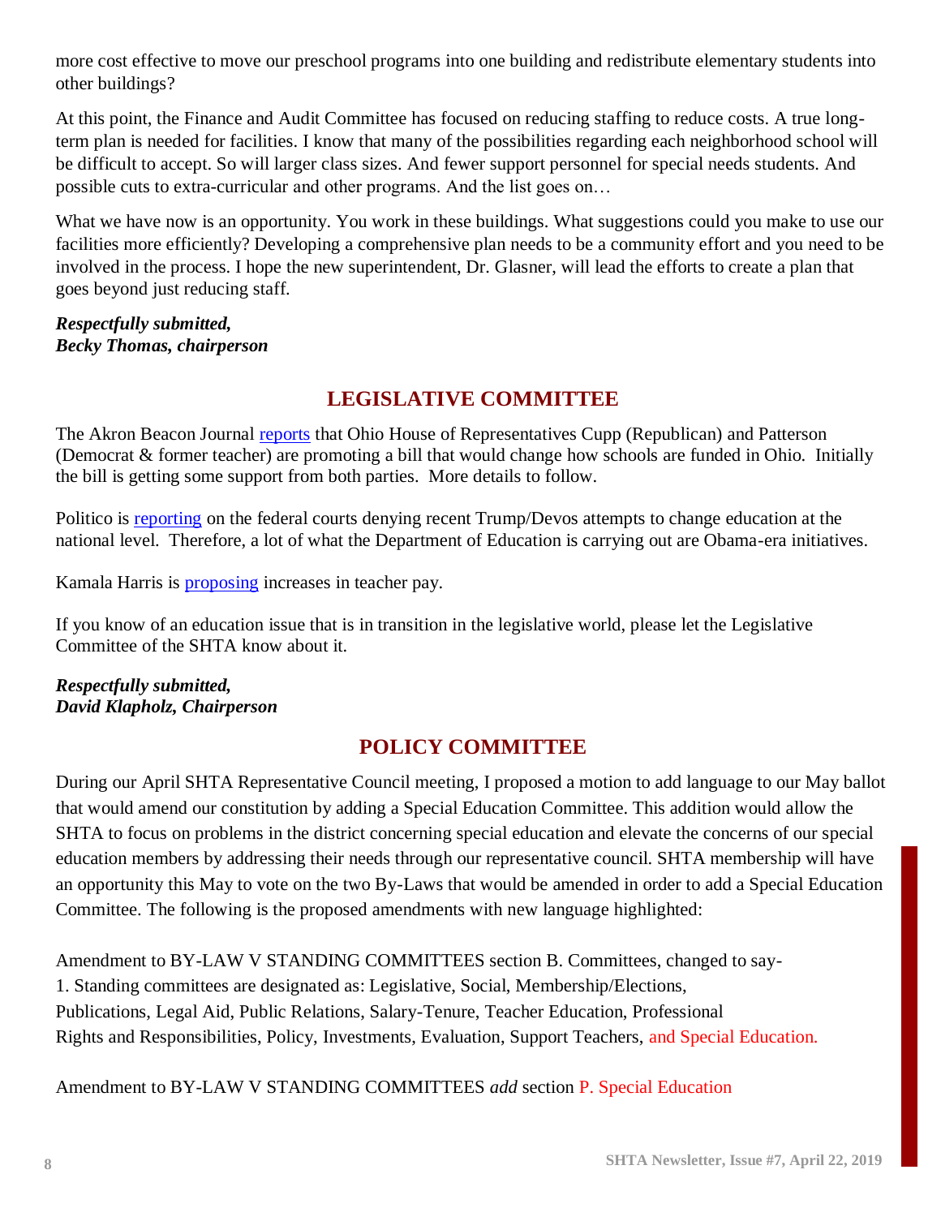more cost effective to move our preschool programs into one building and redistribute elementary students into other buildings?

At this point, the Finance and Audit Committee has focused on reducing staffing to reduce costs. A true long-term plan is needed for facilities. I know that many of the possibilities regarding each neighborhood school will be difficult to accept. So will larger class sizes. And fewer support personnel for special needs students. And possible cuts to extra-curricular and other programs. And the list goes on…

What we have now is an opportunity. You work in these buildings. What suggestions could you make to use our facilities more efficiently? Developing a comprehensive plan needs to be a community effort and you need to be involved in the process. I hope the new superintendent, Dr. Glasner, will lead the efforts to create a plan that goes beyond just reducing staff.

***Respectfully submitted,***
***Becky Thomas, chairperson***

## LEGISLATIVE COMMITTEE

The Akron Beacon Journal reports that Ohio House of Representatives Cupp (Republican) and Patterson (Democrat & former teacher) are promoting a bill that would change how schools are funded in Ohio. Initially the bill is getting some support from both parties. More details to follow.

Politico is reporting on the federal courts denying recent Trump/Devos attempts to change education at the national level. Therefore, a lot of what the Department of Education is carrying out are Obama-era initiatives.

Kamala Harris is proposing increases in teacher pay.

If you know of an education issue that is in transition in the legislative world, please let the Legislative Committee of the SHTA know about it.

***Respectfully submitted,***
***David Klapholz, Chairperson***

## POLICY COMMITTEE

During our April SHTA Representative Council meeting, I proposed a motion to add language to our May ballot that would amend our constitution by adding a Special Education Committee. This addition would allow the SHTA to focus on problems in the district concerning special education and elevate the concerns of our special education members by addressing their needs through our representative council. SHTA membership will have an opportunity this May to vote on the two By-Laws that would be amended in order to add a Special Education Committee. The following is the proposed amendments with new language highlighted:

Amendment to BY-LAW V STANDING COMMITTEES section B. Committees, changed to say-
1. Standing committees are designated as: Legislative, Social, Membership/Elections, Publications, Legal Aid, Public Relations, Salary-Tenure, Teacher Education, Professional Rights and Responsibilities, Policy, Investments, Evaluation, Support Teachers, and Special Education.

Amendment to BY-LAW V STANDING COMMITTEES *add* section P. Special Education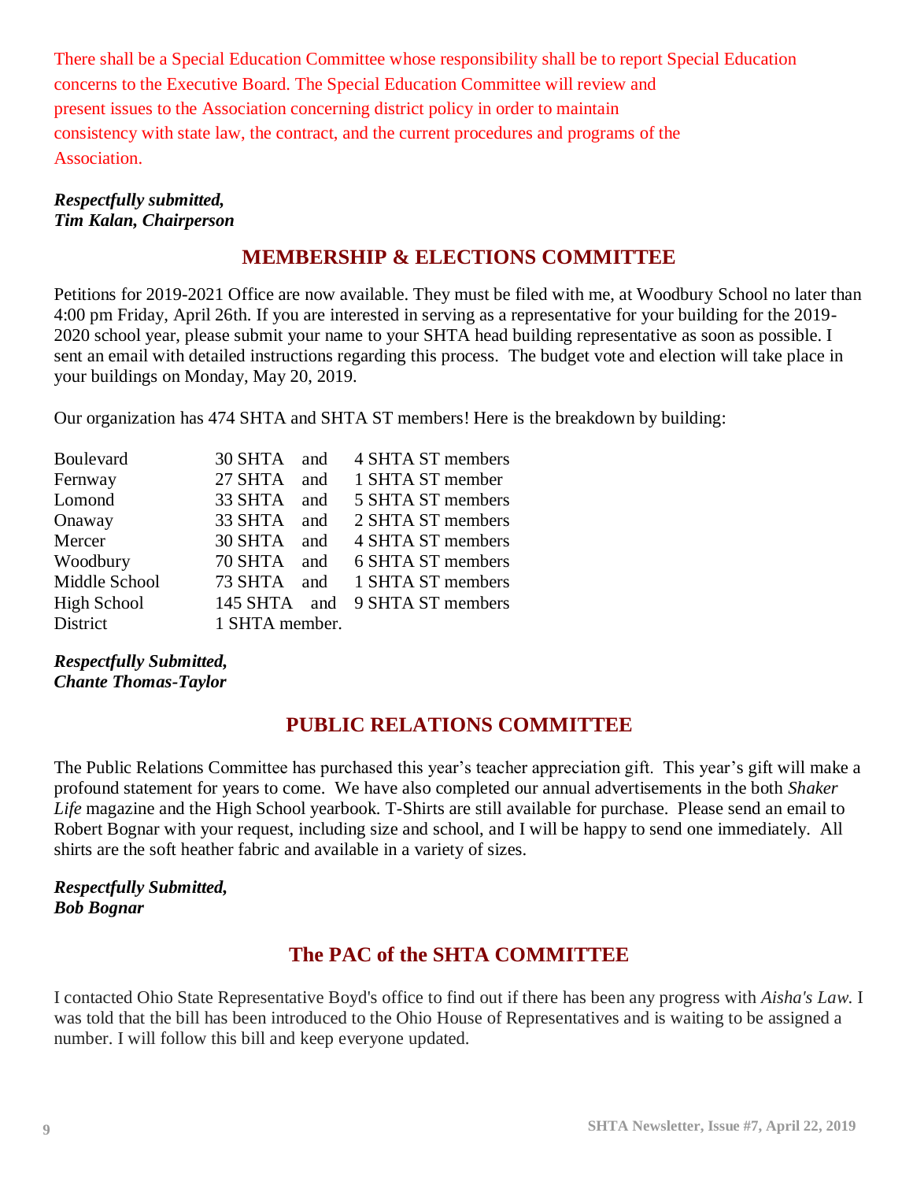There shall be a Special Education Committee whose responsibility shall be to report Special Education concerns to the Executive Board. The Special Education Committee will review and present issues to the Association concerning district policy in order to maintain consistency with state law, the contract, and the current procedures and programs of the Association.

***Respectfully submitted,***
***Tim Kalan, Chairperson***

## MEMBERSHIP & ELECTIONS COMMITTEE

Petitions for 2019-2021 Office are now available. They must be filed with me, at Woodbury School no later than 4:00 pm Friday, April 26th. If you are interested in serving as a representative for your building for the 2019-2020 school year, please submit your name to your SHTA head building representative as soon as possible. I sent an email with detailed instructions regarding this process. The budget vote and election will take place in your buildings on Monday, May 20, 2019.

Our organization has 474 SHTA and SHTA ST members! Here is the breakdown by building:

| | | | |
|---|---|---|---|
| Boulevard | 30 SHTA | and | 4 SHTA ST members |
| Fernway | 27 SHTA | and | 1 SHTA ST member |
| Lomond | 33 SHTA | and | 5 SHTA ST members |
| Onaway | 33 SHTA | and | 2 SHTA ST members |
| Mercer | 30 SHTA | and | 4 SHTA ST members |
| Woodbury | 70 SHTA | and | 6 SHTA ST members |
| Middle School | 73 SHTA | and | 1 SHTA ST members |
| High School | 145 SHTA | and | 9 SHTA ST members |
| District | 1 SHTA member. | | |

***Respectfully Submitted,***
***Chante Thomas-Taylor***

## PUBLIC RELATIONS COMMITTEE

The Public Relations Committee has purchased this year's teacher appreciation gift. This year's gift will make a profound statement for years to come. We have also completed our annual advertisements in the both *Shaker Life* magazine and the High School yearbook. T-Shirts are still available for purchase. Please send an email to Robert Bognar with your request, including size and school, and I will be happy to send one immediately. All shirts are the soft heather fabric and available in a variety of sizes.

***Respectfully Submitted,***
***Bob Bognar***

## The PAC of the SHTA COMMITTEE

I contacted Ohio State Representative Boyd's office to find out if there has been any progress with *Aisha's Law.* I was told that the bill has been introduced to the Ohio House of Representatives and is waiting to be assigned a number. I will follow this bill and keep everyone updated.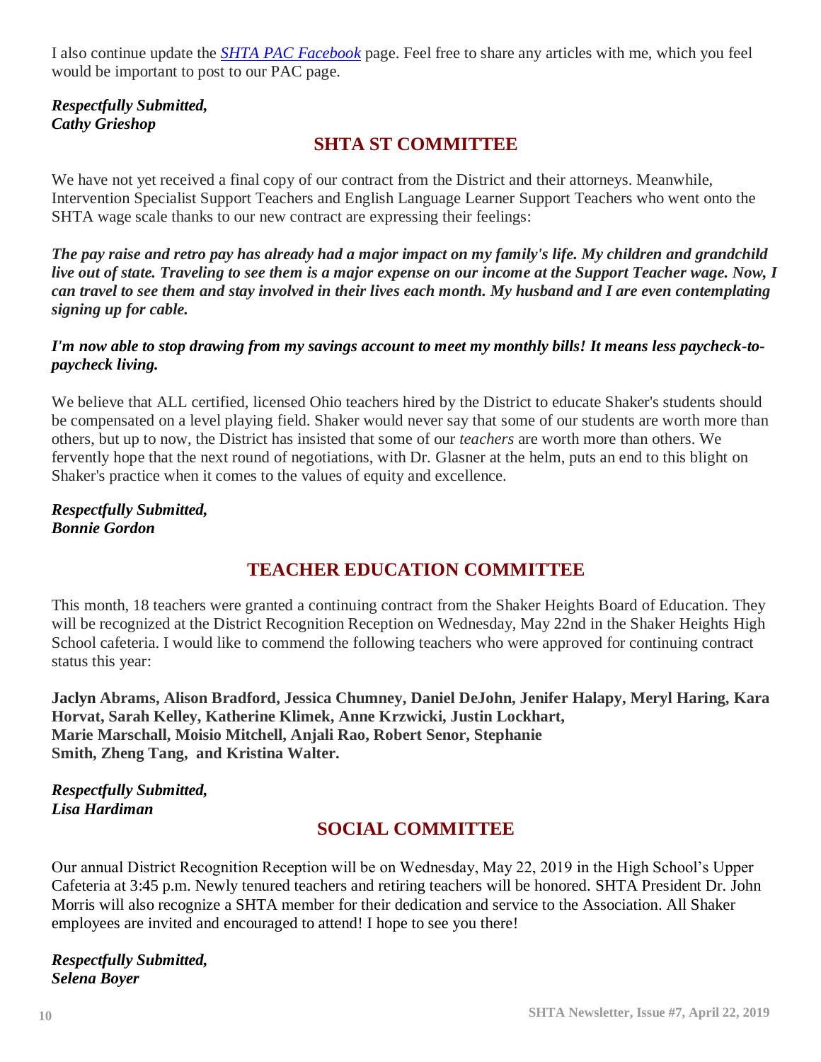I also continue update the [*SHTA PAC Facebook*]() page. Feel free to share any articles with me, which you feel would be important to post to our PAC page.

***Respectfully Submitted,***
***Cathy Grieshop***

## SHTA ST COMMITTEE

We have not yet received a final copy of our contract from the District and their attorneys. Meanwhile, Intervention Specialist Support Teachers and English Language Learner Support Teachers who went onto the SHTA wage scale thanks to our new contract are expressing their feelings:

***The pay raise and retro pay has already had a major impact on my family's life. My children and grandchild live out of state. Traveling to see them is a major expense on our income at the Support Teacher wage. Now, I can travel to see them and stay involved in their lives each month. My husband and I are even contemplating signing up for cable.***

***I'm now able to stop drawing from my savings account to meet my monthly bills! It means less paycheck-to-paycheck living.***

We believe that ALL certified, licensed Ohio teachers hired by the District to educate Shaker's students should be compensated on a level playing field. Shaker would never say that some of our students are worth more than others, but up to now, the District has insisted that some of our *teachers* are worth more than others. We fervently hope that the next round of negotiations, with Dr. Glasner at the helm, puts an end to this blight on Shaker's practice when it comes to the values of equity and excellence.

***Respectfully Submitted,***
***Bonnie Gordon***

## TEACHER EDUCATION COMMITTEE

This month, 18 teachers were granted a continuing contract from the Shaker Heights Board of Education. They will be recognized at the District Recognition Reception on Wednesday, May 22nd in the Shaker Heights High School cafeteria. I would like to commend the following teachers who were approved for continuing contract status this year:

**Jaclyn Abrams, Alison Bradford, Jessica Chumney, Daniel DeJohn, Jenifer Halapy, Meryl Haring, Kara Horvat, Sarah Kelley, Katherine Klimek, Anne Krzwicki, Justin Lockhart, Marie Marschall, Moisio Mitchell, Anjali Rao, Robert Senor, Stephanie Smith, Zheng Tang, and Kristina Walter.**

***Respectfully Submitted,***
***Lisa Hardiman***

## SOCIAL COMMITTEE

Our annual District Recognition Reception will be on Wednesday, May 22, 2019 in the High School's Upper Cafeteria at 3:45 p.m. Newly tenured teachers and retiring teachers will be honored. SHTA President Dr. John Morris will also recognize a SHTA member for their dedication and service to the Association. All Shaker employees are invited and encouraged to attend! I hope to see you there!

***Respectfully Submitted,***
***Selena Boyer***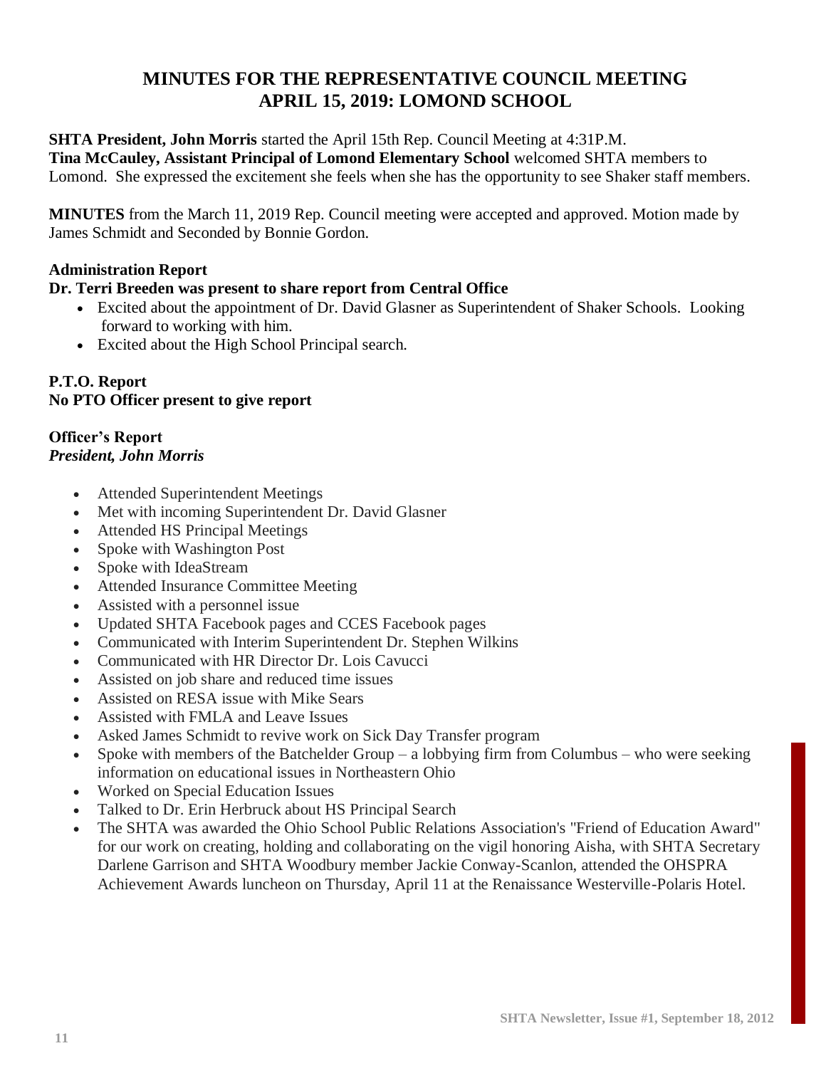# MINUTES FOR THE REPRESENTATIVE COUNCIL MEETING
# APRIL 15, 2019: LOMOND SCHOOL

**SHTA President, John Morris** started the April 15th Rep. Council Meeting at 4:31P.M.
**Tina McCauley, Assistant Principal of Lomond Elementary School** welcomed SHTA members to Lomond. She expressed the excitement she feels when she has the opportunity to see Shaker staff members.

**MINUTES** from the March 11, 2019 Rep. Council meeting were accepted and approved. Motion made by James Schmidt and Seconded by Bonnie Gordon.

**Administration Report**
**Dr. Terri Breeden was present to share report from Central Office**

- Excited about the appointment of Dr. David Glasner as Superintendent of Shaker Schools. Looking forward to working with him.
- Excited about the High School Principal search.

**P.T.O. Report**
**No PTO Officer present to give report**

**Officer's Report**
***President, John Morris***

- Attended Superintendent Meetings
- Met with incoming Superintendent Dr. David Glasner
- Attended HS Principal Meetings
- Spoke with Washington Post
- Spoke with IdeaStream
- Attended Insurance Committee Meeting
- Assisted with a personnel issue
- Updated SHTA Facebook pages and CCES Facebook pages
- Communicated with Interim Superintendent Dr. Stephen Wilkins
- Communicated with HR Director Dr. Lois Cavucci
- Assisted on job share and reduced time issues
- Assisted on RESA issue with Mike Sears
- Assisted with FMLA and Leave Issues
- Asked James Schmidt to revive work on Sick Day Transfer program
- Spoke with members of the Batchelder Group – a lobbying firm from Columbus – who were seeking information on educational issues in Northeastern Ohio
- Worked on Special Education Issues
- Talked to Dr. Erin Herbruck about HS Principal Search
- The SHTA was awarded the Ohio School Public Relations Association's "Friend of Education Award" for our work on creating, holding and collaborating on the vigil honoring Aisha, with SHTA Secretary Darlene Garrison and SHTA Woodbury member Jackie Conway-Scanlon, attended the OHSPRA Achievement Awards luncheon on Thursday, April 11 at the Renaissance Westerville-Polaris Hotel.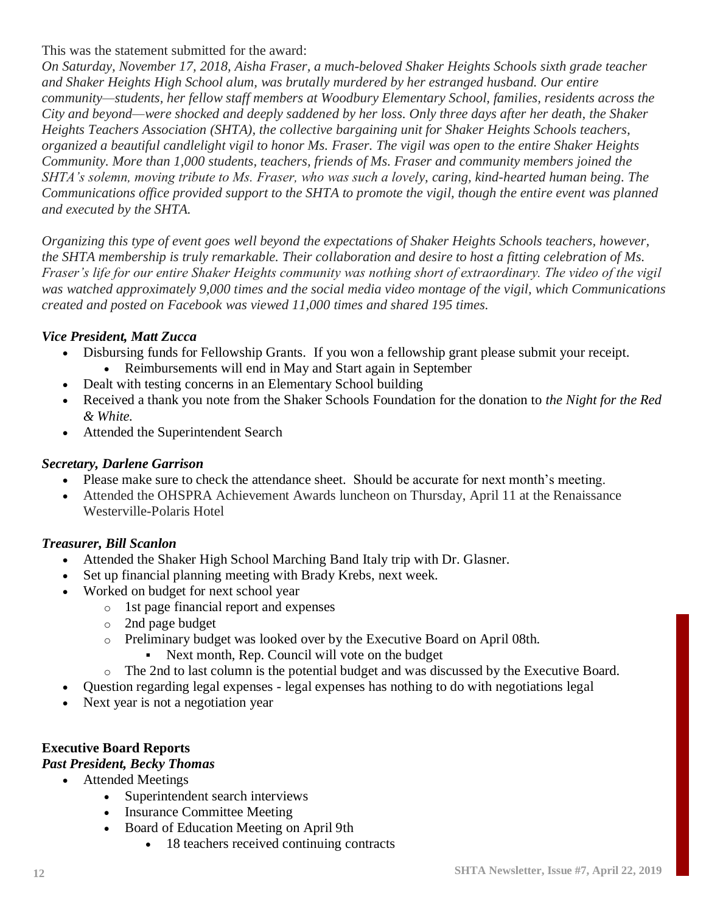This was the statement submitted for the award:

*On Saturday, November 17, 2018, Aisha Fraser, a much-beloved Shaker Heights Schools sixth grade teacher and Shaker Heights High School alum, was brutally murdered by her estranged husband. Our entire community—students, her fellow staff members at Woodbury Elementary School, families, residents across the City and beyond—were shocked and deeply saddened by her loss. Only three days after her death, the Shaker Heights Teachers Association (SHTA), the collective bargaining unit for Shaker Heights Schools teachers, organized a beautiful candlelight vigil to honor Ms. Fraser. The vigil was open to the entire Shaker Heights Community. More than 1,000 students, teachers, friends of Ms. Fraser and community members joined the SHTA's solemn, moving tribute to Ms. Fraser, who was such a lovely, caring, kind-hearted human being. The Communications office provided support to the SHTA to promote the vigil, though the entire event was planned and executed by the SHTA.*

*Organizing this type of event goes well beyond the expectations of Shaker Heights Schools teachers, however, the SHTA membership is truly remarkable. Their collaboration and desire to host a fitting celebration of Ms. Fraser's life for our entire Shaker Heights community was nothing short of extraordinary. The video of the vigil was watched approximately 9,000 times and the social media video montage of the vigil, which Communications created and posted on Facebook was viewed 11,000 times and shared 195 times.*

***Vice President, Matt Zucca***

- Disbursing funds for Fellowship Grants. If you won a fellowship grant please submit your receipt.
  - Reimbursements will end in May and Start again in September
- Dealt with testing concerns in an Elementary School building
- Received a thank you note from the Shaker Schools Foundation for the donation to *the Night for the Red & White.*
- Attended the Superintendent Search

***Secretary, Darlene Garrison***

- Please make sure to check the attendance sheet. Should be accurate for next month's meeting.
- Attended the OHSPRA Achievement Awards luncheon on Thursday, April 11 at the Renaissance Westerville-Polaris Hotel

***Treasurer, Bill Scanlon***

- Attended the Shaker High School Marching Band Italy trip with Dr. Glasner.
- Set up financial planning meeting with Brady Krebs, next week.
- Worked on budget for next school year
  - 1st page financial report and expenses
  - 2nd page budget
  - Preliminary budget was looked over by the Executive Board on April 08th.
    - Next month, Rep. Council will vote on the budget
  - The 2nd to last column is the potential budget and was discussed by the Executive Board.
- Question regarding legal expenses - legal expenses has nothing to do with negotiations legal
- Next year is not a negotiation year

**Executive Board Reports**

***Past President, Becky Thomas***

- Attended Meetings
  - Superintendent search interviews
  - Insurance Committee Meeting
  - Board of Education Meeting on April 9th
    - 18 teachers received continuing contracts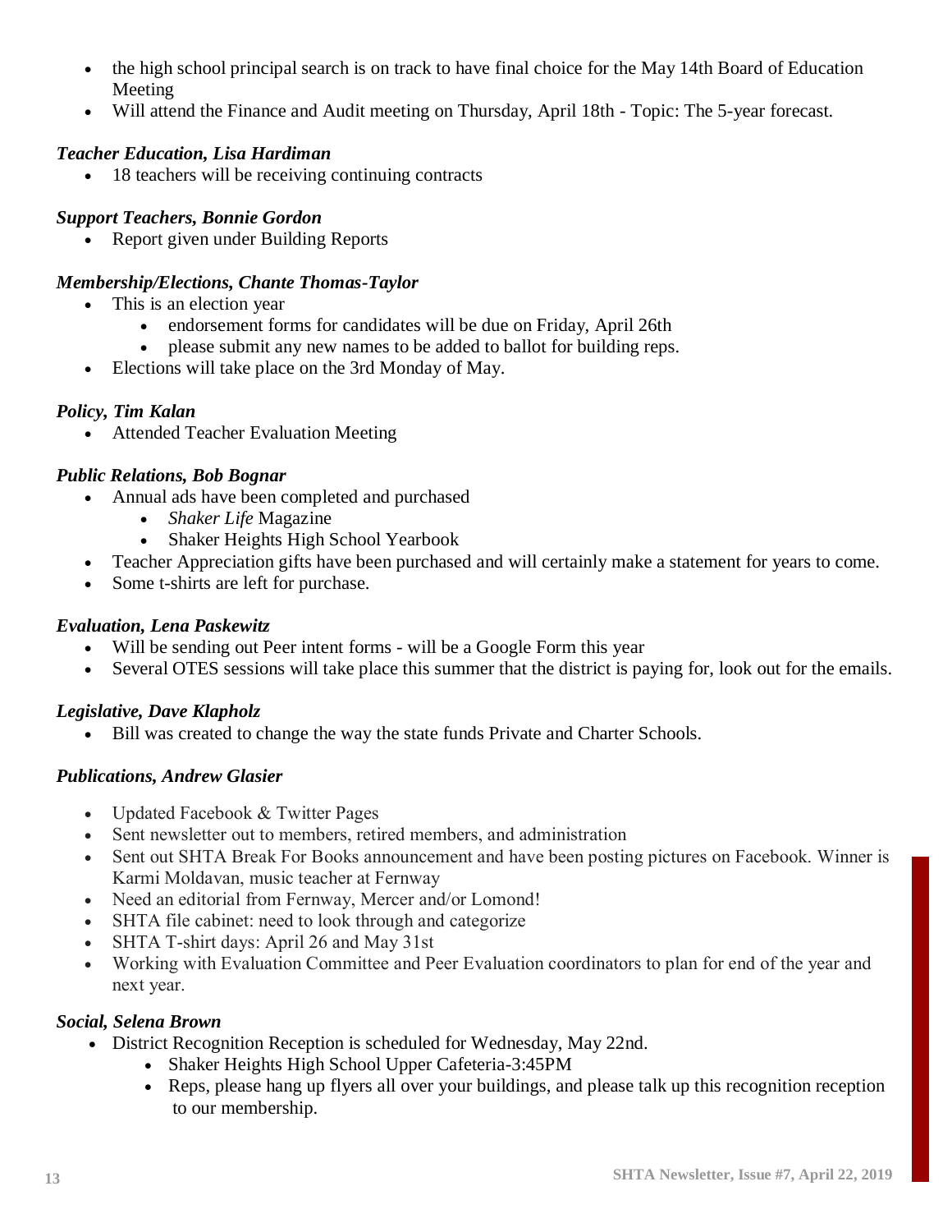- the high school principal search is on track to have final choice for the May 14th Board of Education Meeting
- Will attend the Finance and Audit meeting on Thursday, April 18th - Topic: The 5-year forecast.

***Teacher Education, Lisa Hardiman***

- 18 teachers will be receiving continuing contracts

***Support Teachers, Bonnie Gordon***

- Report given under Building Reports

***Membership/Elections, Chante Thomas-Taylor***

- This is an election year
    - endorsement forms for candidates will be due on Friday, April 26th
    - please submit any new names to be added to ballot for building reps.
- Elections will take place on the 3rd Monday of May.

***Policy, Tim Kalan***

- Attended Teacher Evaluation Meeting

***Public Relations, Bob Bognar***

- Annual ads have been completed and purchased
    - *Shaker Life* Magazine
    - Shaker Heights High School Yearbook
- Teacher Appreciation gifts have been purchased and will certainly make a statement for years to come.
- Some t-shirts are left for purchase.

***Evaluation, Lena Paskewitz***

- Will be sending out Peer intent forms - will be a Google Form this year
- Several OTES sessions will take place this summer that the district is paying for, look out for the emails.

***Legislative, Dave Klapholz***

- Bill was created to change the way the state funds Private and Charter Schools.

***Publications, Andrew Glasier***

- Updated Facebook & Twitter Pages
- Sent newsletter out to members, retired members, and administration
- Sent out SHTA Break For Books announcement and have been posting pictures on Facebook. Winner is Karmi Moldavan, music teacher at Fernway
- Need an editorial from Fernway, Mercer and/or Lomond!
- SHTA file cabinet: need to look through and categorize
- SHTA T-shirt days: April 26 and May 31st
- Working with Evaluation Committee and Peer Evaluation coordinators to plan for end of the year and next year.

***Social, Selena Brown***

- District Recognition Reception is scheduled for Wednesday, May 22nd.
    - Shaker Heights High School Upper Cafeteria-3:45PM
    - Reps, please hang up flyers all over your buildings, and please talk up this recognition reception to our membership.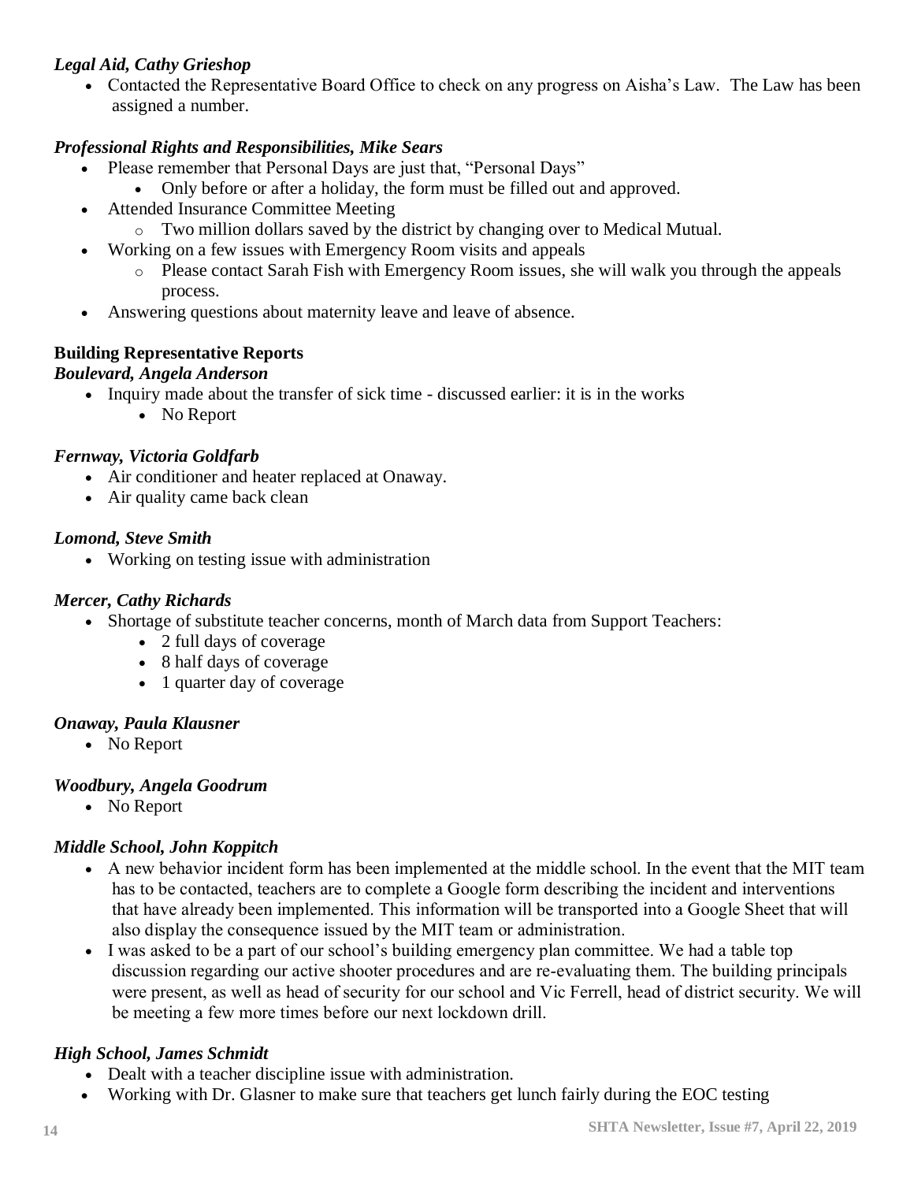***Legal Aid, Cathy Grieshop***

- Contacted the Representative Board Office to check on any progress on Aisha's Law. The Law has been assigned a number.

***Professional Rights and Responsibilities, Mike Sears***

- Please remember that Personal Days are just that, "Personal Days"
  - Only before or after a holiday, the form must be filled out and approved.
- Attended Insurance Committee Meeting
  - Two million dollars saved by the district by changing over to Medical Mutual.
- Working on a few issues with Emergency Room visits and appeals
  - Please contact Sarah Fish with Emergency Room issues, she will walk you through the appeals process.
- Answering questions about maternity leave and leave of absence.

**Building Representative Reports**

***Boulevard, Angela Anderson***

- Inquiry made about the transfer of sick time - discussed earlier: it is in the works
  - No Report

***Fernway, Victoria Goldfarb***

- Air conditioner and heater replaced at Onaway.
- Air quality came back clean

***Lomond, Steve Smith***

- Working on testing issue with administration

***Mercer, Cathy Richards***

- Shortage of substitute teacher concerns, month of March data from Support Teachers:
  - 2 full days of coverage
  - 8 half days of coverage
  - 1 quarter day of coverage

***Onaway, Paula Klausner***

- No Report

***Woodbury, Angela Goodrum***

- No Report

***Middle School, John Koppitch***

- A new behavior incident form has been implemented at the middle school. In the event that the MIT team has to be contacted, teachers are to complete a Google form describing the incident and interventions that have already been implemented. This information will be transported into a Google Sheet that will also display the consequence issued by the MIT team or administration.
- I was asked to be a part of our school's building emergency plan committee. We had a table top discussion regarding our active shooter procedures and are re-evaluating them. The building principals were present, as well as head of security for our school and Vic Ferrell, head of district security. We will be meeting a few more times before our next lockdown drill.

***High School, James Schmidt***

- Dealt with a teacher discipline issue with administration.
- Working with Dr. Glasner to make sure that teachers get lunch fairly during the EOC testing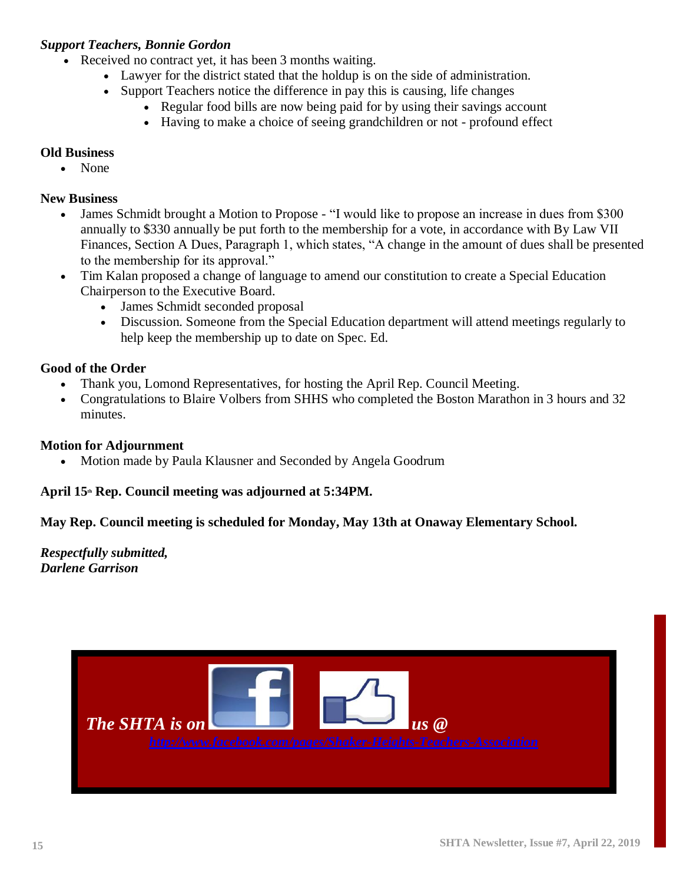***Support Teachers, Bonnie Gordon***

- Received no contract yet, it has been 3 months waiting.
  - Lawyer for the district stated that the holdup is on the side of administration.
  - Support Teachers notice the difference in pay this is causing, life changes
    - Regular food bills are now being paid for by using their savings account
    - Having to make a choice of seeing grandchildren or not - profound effect

**Old Business**

- None

**New Business**

- James Schmidt brought a Motion to Propose - "I would like to propose an increase in dues from $300 annually to $330 annually be put forth to the membership for a vote, in accordance with By Law VII Finances, Section A Dues, Paragraph 1, which states, "A change in the amount of dues shall be presented to the membership for its approval."
- Tim Kalan proposed a change of language to amend our constitution to create a Special Education Chairperson to the Executive Board.
  - James Schmidt seconded proposal
  - Discussion. Someone from the Special Education department will attend meetings regularly to help keep the membership up to date on Spec. Ed.

**Good of the Order**

- Thank you, Lomond Representatives, for hosting the April Rep. Council Meeting.
- Congratulations to Blaire Volbers from SHHS who completed the Boston Marathon in 3 hours and 32 minutes.

**Motion for Adjournment**

- Motion made by Paula Klausner and Seconded by Angela Goodrum

**April 15th Rep. Council meeting was adjourned at 5:34PM.**

**May Rep. Council meeting is scheduled for Monday, May 13th at Onaway Elementary School.**

***Respectfully submitted,***
***Darlene Garrison***

***The SHTA is on us @***
[http://www.facebook.com/pages/Shaker-Heights-Teachers-Association](http://www.facebook.com/pages/Shaker-Heights-Teachers-Association)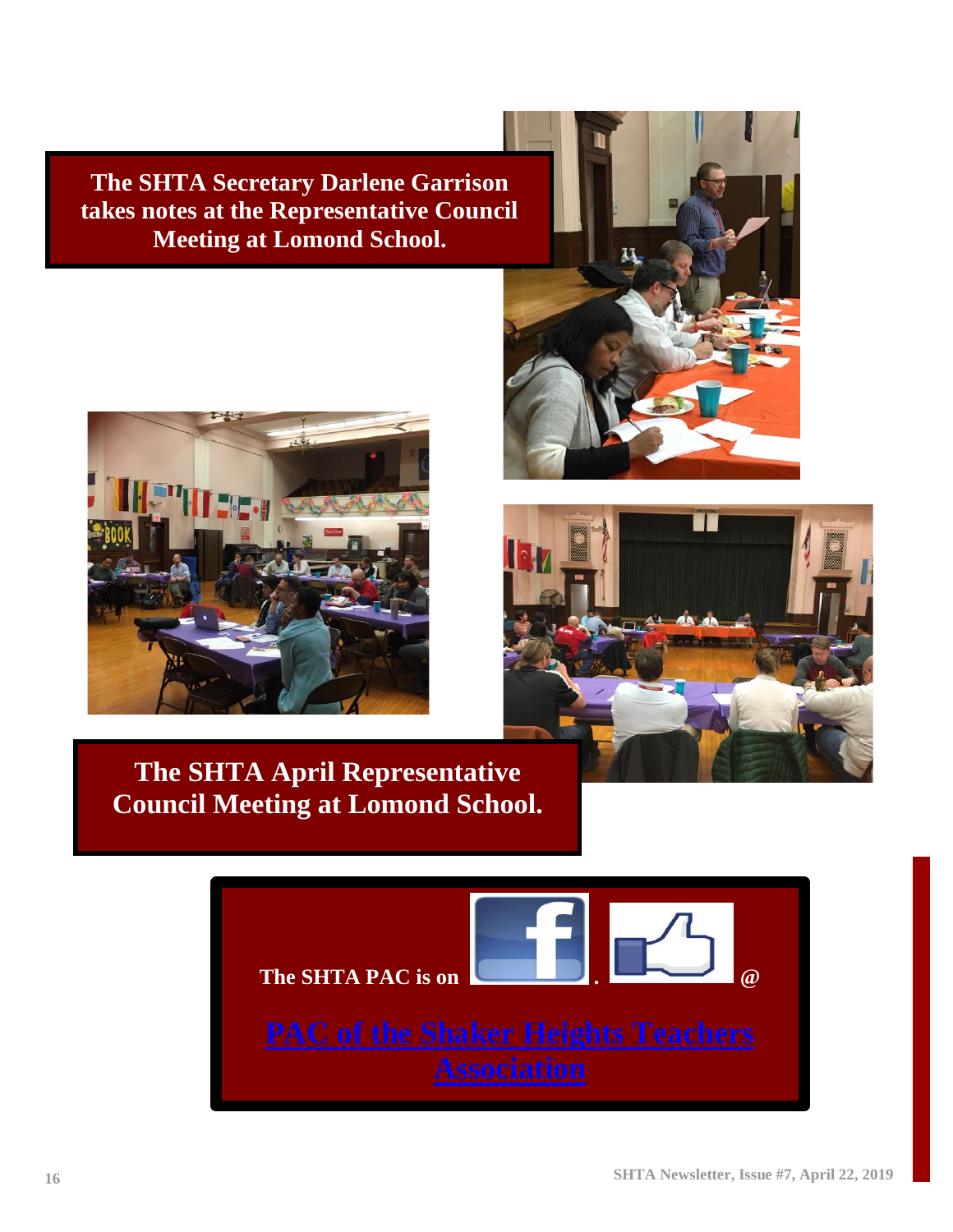**The SHTA Secretary Darlene Garrison takes notes at the Representative Council Meeting at Lomond School.**

**The SHTA April Representative Council Meeting at Lomond School.**

**The SHTA PAC is on . @**

[PAC of the Shaker Heights Teachers Association]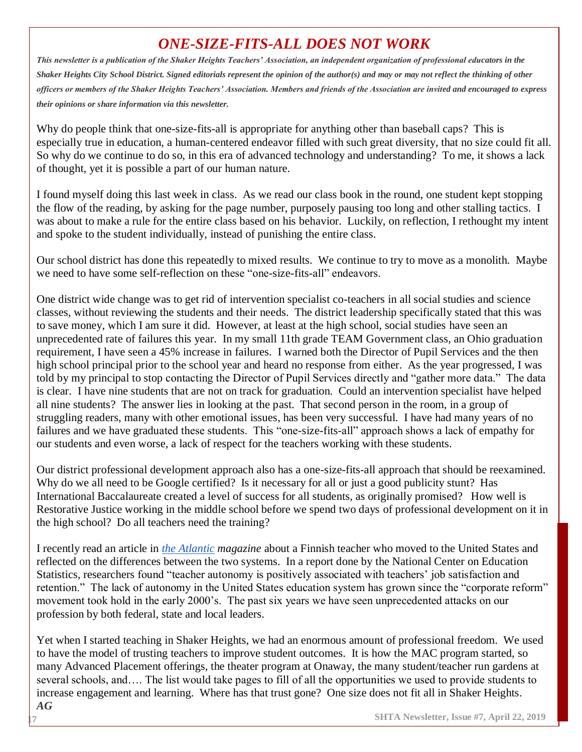# *ONE-SIZE-FITS-ALL DOES NOT WORK*

***This newsletter is a publication of the Shaker Heights Teachers' Association, an independent organization of professional educators in the Shaker Heights City School District. Signed editorials represent the opinion of the author(s) and may or may not reflect the thinking of other officers or members of the Shaker Heights Teachers' Association. Members and friends of the Association are invited and encouraged to express their opinions or share information via this newsletter.***

Why do people think that one-size-fits-all is appropriate for anything other than baseball caps? This is especially true in education, a human-centered endeavor filled with such great diversity, that no size could fit all. So why do we continue to do so, in this era of advanced technology and understanding? To me, it shows a lack of thought, yet it is possible a part of our human nature.

I found myself doing this last week in class. As we read our class book in the round, one student kept stopping the flow of the reading, by asking for the page number, purposely pausing too long and other stalling tactics. I was about to make a rule for the entire class based on his behavior. Luckily, on reflection, I rethought my intent and spoke to the student individually, instead of punishing the entire class.

Our school district has done this repeatedly to mixed results. We continue to try to move as a monolith. Maybe we need to have some self-reflection on these "one-size-fits-all" endeavors.

One district wide change was to get rid of intervention specialist co-teachers in all social studies and science classes, without reviewing the students and their needs. The district leadership specifically stated that this was to save money, which I am sure it did. However, at least at the high school, social studies have seen an unprecedented rate of failures this year. In my small 11th grade TEAM Government class, an Ohio graduation requirement, I have seen a 45% increase in failures. I warned both the Director of Pupil Services and the then high school principal prior to the school year and heard no response from either. As the year progressed, I was told by my principal to stop contacting the Director of Pupil Services directly and "gather more data." The data is clear. I have nine students that are not on track for graduation. Could an intervention specialist have helped all nine students? The answer lies in looking at the past. That second person in the room, in a group of struggling readers, many with other emotional issues, has been very successful. I have had many years of no failures and we have graduated these students. This "one-size-fits-all" approach shows a lack of empathy for our students and even worse, a lack of respect for the teachers working with these students.

Our district professional development approach also has a one-size-fits-all approach that should be reexamined. Why do we all need to be Google certified? Is it necessary for all or just a good publicity stunt? Has International Baccalaureate created a level of success for all students, as originally promised? How well is Restorative Justice working in the middle school before we spend two days of professional development on it in the high school? Do all teachers need the training?

I recently read an article in *the Atlantic magazine* about a Finnish teacher who moved to the United States and reflected on the differences between the two systems. In a report done by the National Center on Education Statistics, researchers found "teacher autonomy is positively associated with teachers' job satisfaction and retention." The lack of autonomy in the United States education system has grown since the "corporate reform" movement took hold in the early 2000's. The past six years we have seen unprecedented attacks on our profession by both federal, state and local leaders.

Yet when I started teaching in Shaker Heights, we had an enormous amount of professional freedom. We used to have the model of trusting teachers to improve student outcomes. It is how the MAC program started, so many Advanced Placement offerings, the theater program at Onaway, the many student/teacher run gardens at several schools, and…. The list would take pages to fill of all the opportunities we used to provide students to increase engagement and learning. Where has that trust gone? One size does not fit all in Shaker Heights.

***AG***